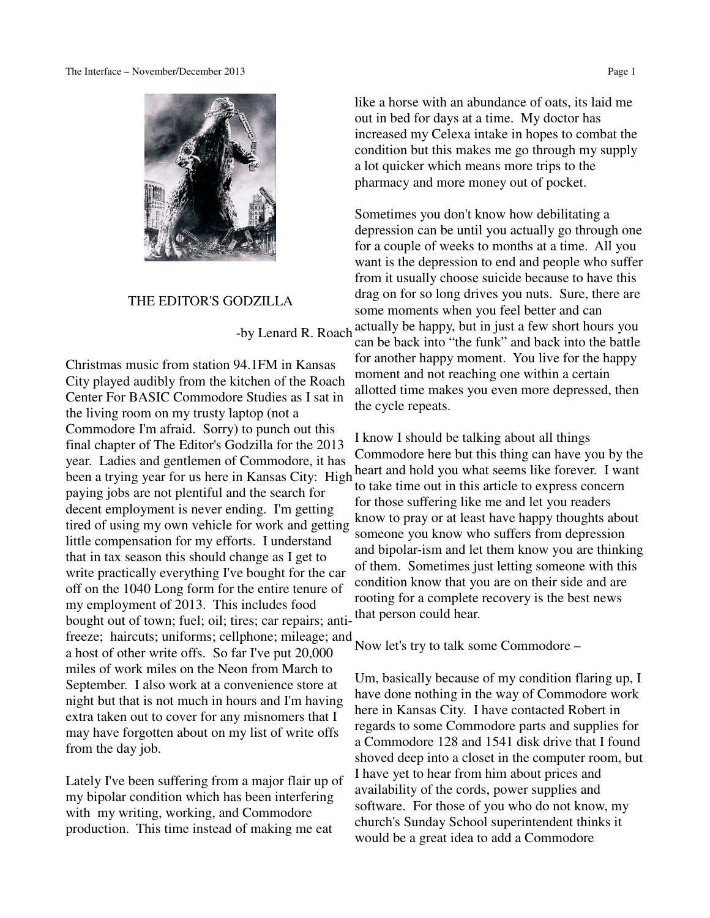# THE EDITOR'S GODZILLA

-by Lenard R. Roach

Christmas music from station 94.1FM in Kansas City played audibly from the kitchen of the Roach Center For BASIC Commodore Studies as I sat in the living room on my trusty laptop (not a Commodore I'm afraid. Sorry) to punch out this final chapter of The Editor's Godzilla for the 2013 year. Ladies and gentlemen of Commodore, it has been a trying year for us here in Kansas City: High paying jobs are not plentiful and the search for decent employment is never ending. I'm getting tired of using my own vehicle for work and getting little compensation for my efforts. I understand that in tax season this should change as I get to write practically everything I've bought for the car off on the 1040 Long form for the entire tenure of my employment of 2013. This includes food bought out of town; fuel; oil; tires; car repairs; anti-freeze; haircuts; uniforms; cellphone; mileage; and a host of other write offs. So far I've put 20,000 miles of work miles on the Neon from March to September. I also work at a convenience store at night but that is not much in hours and I'm having extra taken out to cover for any misnomers that I may have forgotten about on my list of write offs from the day job.

Lately I've been suffering from a major flair up of my bipolar condition which has been interfering with my writing, working, and Commodore production. This time instead of making me eat like a horse with an abundance of oats, its laid me out in bed for days at a time. My doctor has increased my Celexa intake in hopes to combat the condition but this makes me go through my supply a lot quicker which means more trips to the pharmacy and more money out of pocket.

Sometimes you don't know how debilitating a depression can be until you actually go through one for a couple of weeks to months at a time. All you want is the depression to end and people who suffer from it usually choose suicide because to have this drag on for so long drives you nuts. Sure, there are some moments when you feel better and can actually be happy, but in just a few short hours you can be back into "the funk" and back into the battle for another happy moment. You live for the happy moment and not reaching one within a certain allotted time makes you even more depressed, then the cycle repeats.

I know I should be talking about all things Commodore here but this thing can have you by the heart and hold you what seems like forever. I want to take time out in this article to express concern for those suffering like me and let you readers know to pray or at least have happy thoughts about someone you know who suffers from depression and bipolar-ism and let them know you are thinking of them. Sometimes just letting someone with this condition know that you are on their side and are rooting for a complete recovery is the best news that person could hear.

Now let's try to talk some Commodore –

Um, basically because of my condition flaring up, I have done nothing in the way of Commodore work here in Kansas City. I have contacted Robert in regards to some Commodore parts and supplies for a Commodore 128 and 1541 disk drive that I found shoved deep into a closet in the computer room, but I have yet to hear from him about prices and availability of the cords, power supplies and software. For those of you who do not know, my church's Sunday School superintendent thinks it would be a great idea to add a Commodore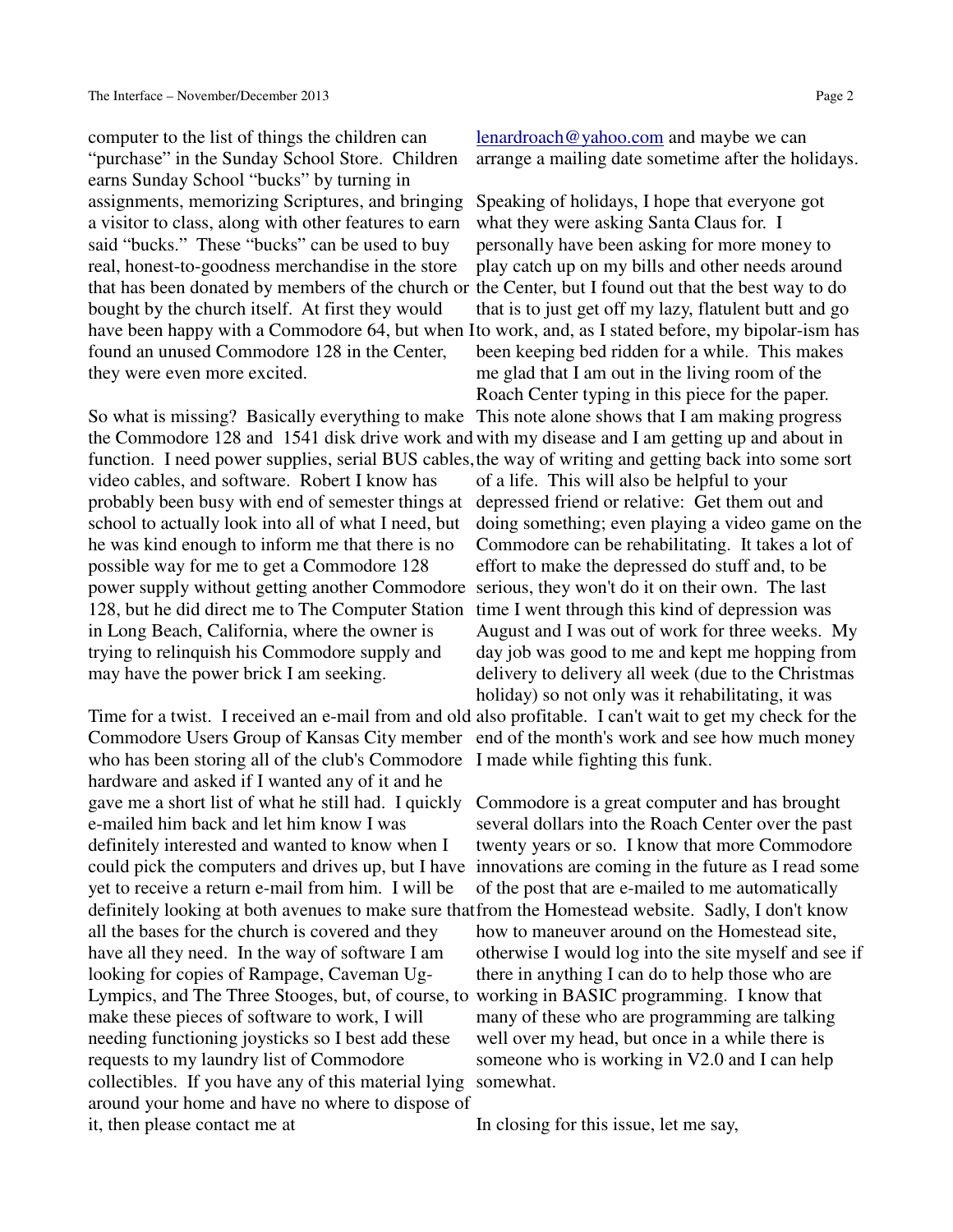computer to the list of things the children can "purchase" in the Sunday School Store. Children earns Sunday School "bucks" by turning in assignments, memorizing Scriptures, and bringing a visitor to class, along with other features to earn said "bucks." These "bucks" can be used to buy real, honest-to-goodness merchandise in the store that has been donated by members of the church or bought by the church itself. At first they would have been happy with a Commodore 64, but when I found an unused Commodore 128 in the Center, they were even more excited.

So what is missing? Basically everything to make the Commodore 128 and 1541 disk drive work and function. I need power supplies, serial BUS cables, video cables, and software. Robert I know has probably been busy with end of semester things at school to actually look into all of what I need, but he was kind enough to inform me that there is no possible way for me to get a Commodore 128 power supply without getting another Commodore 128, but he did direct me to The Computer Station in Long Beach, California, where the owner is trying to relinquish his Commodore supply and may have the power brick I am seeking.

Time for a twist. I received an e-mail from and old Commodore Users Group of Kansas City member who has been storing all of the club's Commodore hardware and asked if I wanted any of it and he gave me a short list of what he still had. I quickly e-mailed him back and let him know I was definitely interested and wanted to know when I could pick the computers and drives up, but I have yet to receive a return e-mail from him. I will be definitely looking at both avenues to make sure that all the bases for the church is covered and they have all they need. In the way of software I am looking for copies of Rampage, Caveman Ug-Lympics, and The Three Stooges, but, of course, to make these pieces of software to work, I will needing functioning joysticks so I best add these requests to my laundry list of Commodore collectibles. If you have any of this material lying around your home and have no where to dispose of it, then please contact me at lenardroach@yahoo.com and maybe we can arrange a mailing date sometime after the holidays.

Speaking of holidays, I hope that everyone got what they were asking Santa Claus for. I personally have been asking for more money to play catch up on my bills and other needs around the Center, but I found out that the best way to do that is to just get off my lazy, flatulent butt and go to work, and, as I stated before, my bipolar-ism has been keeping bed ridden for a while. This makes me glad that I am out in the living room of the Roach Center typing in this piece for the paper. This note alone shows that I am making progress with my disease and I am getting up and about in the way of writing and getting back into some sort of a life. This will also be helpful to your depressed friend or relative: Get them out and doing something; even playing a video game on the Commodore can be rehabilitating. It takes a lot of effort to make the depressed do stuff and, to be serious, they won't do it on their own. The last time I went through this kind of depression was August and I was out of work for three weeks. My day job was good to me and kept me hopping from delivery to delivery all week (due to the Christmas holiday) so not only was it rehabilitating, it was also profitable. I can't wait to get my check for the end of the month's work and see how much money I made while fighting this funk.

Commodore is a great computer and has brought several dollars into the Roach Center over the past twenty years or so. I know that more Commodore innovations are coming in the future as I read some of the post that are e-mailed to me automatically from the Homestead website. Sadly, I don't know how to maneuver around on the Homestead site, otherwise I would log into the site myself and see if there in anything I can do to help those who are working in BASIC programming. I know that many of these who are programming are talking well over my head, but once in a while there is someone who is working in V2.0 and I can help somewhat.

In closing for this issue, let me say,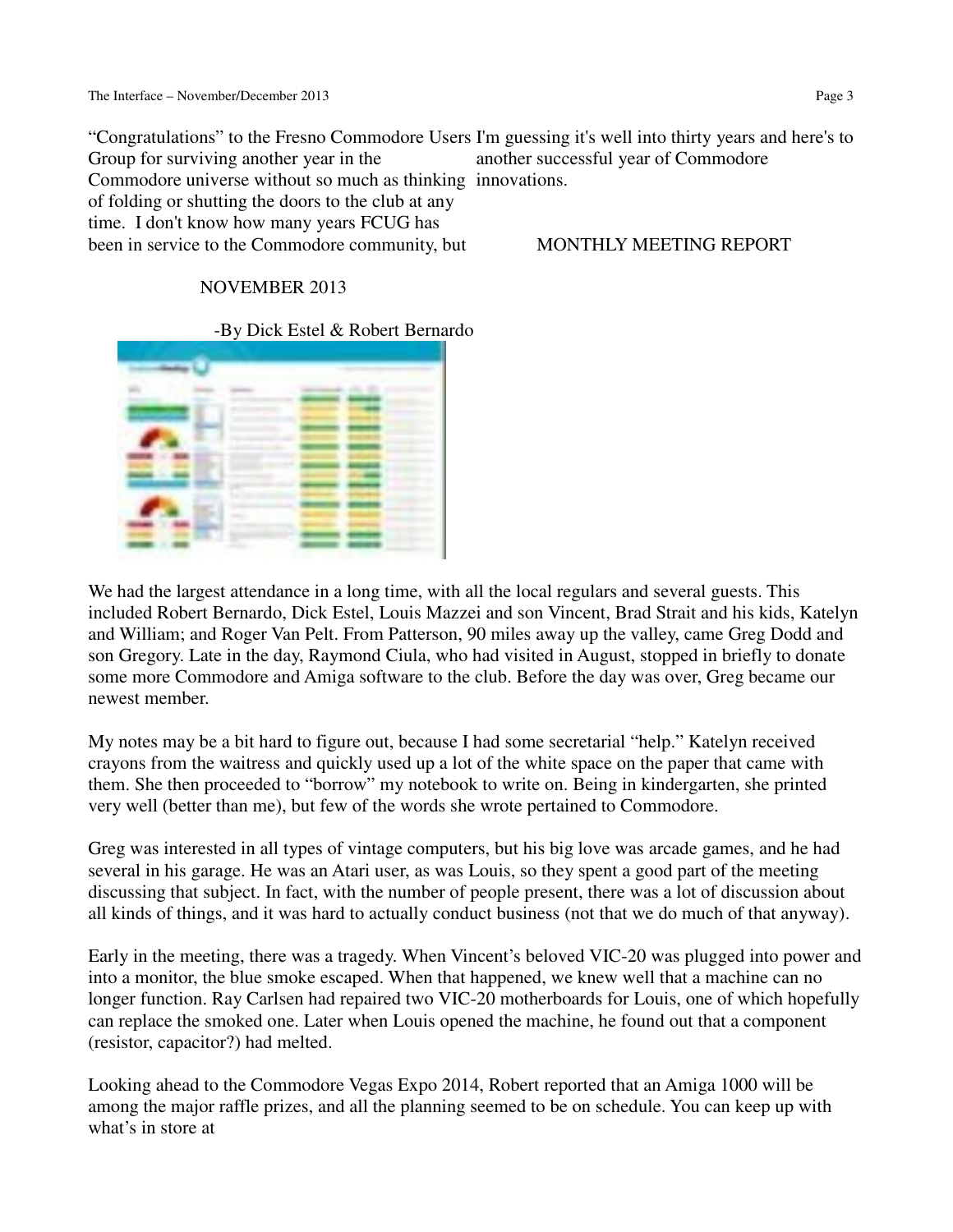"Congratulations" to the Fresno Commodore Users Group for surviving another year in the Commodore universe without so much as thinking of folding or shutting the doors to the club at any time. I don't know how many years FCUG has been in service to the Commodore community, but I'm guessing it's well into thirty years and here's to another successful year of Commodore innovations.

## MONTHLY MEETING REPORT

## NOVEMBER 2013

-By Dick Estel & Robert Bernardo

We had the largest attendance in a long time, with all the local regulars and several guests. This included Robert Bernardo, Dick Estel, Louis Mazzei and son Vincent, Brad Strait and his kids, Katelyn and William; and Roger Van Pelt. From Patterson, 90 miles away up the valley, came Greg Dodd and son Gregory. Late in the day, Raymond Ciula, who had visited in August, stopped in briefly to donate some more Commodore and Amiga software to the club. Before the day was over, Greg became our newest member.

My notes may be a bit hard to figure out, because I had some secretarial "help." Katelyn received crayons from the waitress and quickly used up a lot of the white space on the paper that came with them. She then proceeded to "borrow" my notebook to write on. Being in kindergarten, she printed very well (better than me), but few of the words she wrote pertained to Commodore.

Greg was interested in all types of vintage computers, but his big love was arcade games, and he had several in his garage. He was an Atari user, as was Louis, so they spent a good part of the meeting discussing that subject. In fact, with the number of people present, there was a lot of discussion about all kinds of things, and it was hard to actually conduct business (not that we do much of that anyway).

Early in the meeting, there was a tragedy. When Vincent's beloved VIC-20 was plugged into power and into a monitor, the blue smoke escaped. When that happened, we knew well that a machine can no longer function. Ray Carlsen had repaired two VIC-20 motherboards for Louis, one of which hopefully can replace the smoked one. Later when Louis opened the machine, he found out that a component (resistor, capacitor?) had melted.

Looking ahead to the Commodore Vegas Expo 2014, Robert reported that an Amiga 1000 will be among the major raffle prizes, and all the planning seemed to be on schedule. You can keep up with what's in store at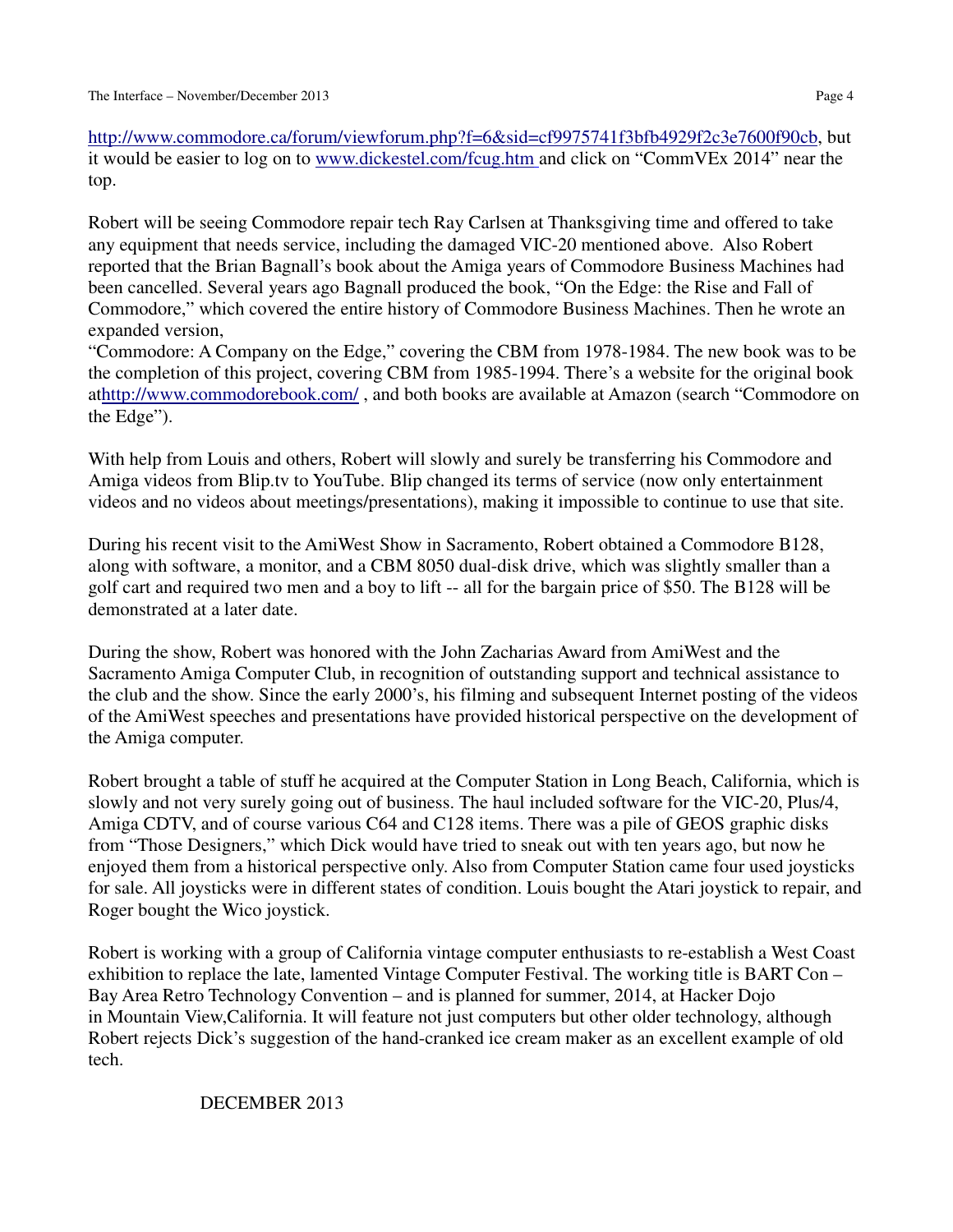http://www.commodore.ca/forum/viewforum.php?f=6&sid=cf9975741f3bfb4929f2c3e7600f90cb, but it would be easier to log on to www.dickestel.com/fcug.htm and click on "CommVEx 2014" near the top.

Robert will be seeing Commodore repair tech Ray Carlsen at Thanksgiving time and offered to take any equipment that needs service, including the damaged VIC-20 mentioned above. Also Robert reported that the Brian Bagnall's book about the Amiga years of Commodore Business Machines had been cancelled. Several years ago Bagnall produced the book, "On the Edge: the Rise and Fall of Commodore," which covered the entire history of Commodore Business Machines. Then he wrote an expanded version,
"Commodore: A Company on the Edge," covering the CBM from 1978-1984. The new book was to be the completion of this project, covering CBM from 1985-1994. There's a website for the original book athttp://www.commodorebook.com/ , and both books are available at Amazon (search "Commodore on the Edge").

With help from Louis and others, Robert will slowly and surely be transferring his Commodore and Amiga videos from Blip.tv to YouTube. Blip changed its terms of service (now only entertainment videos and no videos about meetings/presentations), making it impossible to continue to use that site.

During his recent visit to the AmiWest Show in Sacramento, Robert obtained a Commodore B128, along with software, a monitor, and a CBM 8050 dual-disk drive, which was slightly smaller than a golf cart and required two men and a boy to lift -- all for the bargain price of $50. The B128 will be demonstrated at a later date.

During the show, Robert was honored with the John Zacharias Award from AmiWest and the Sacramento Amiga Computer Club, in recognition of outstanding support and technical assistance to the club and the show. Since the early 2000's, his filming and subsequent Internet posting of the videos of the AmiWest speeches and presentations have provided historical perspective on the development of the Amiga computer.

Robert brought a table of stuff he acquired at the Computer Station in Long Beach, California, which is slowly and not very surely going out of business. The haul included software for the VIC-20, Plus/4, Amiga CDTV, and of course various C64 and C128 items. There was a pile of GEOS graphic disks from "Those Designers," which Dick would have tried to sneak out with ten years ago, but now he enjoyed them from a historical perspective only. Also from Computer Station came four used joysticks for sale. All joysticks were in different states of condition. Louis bought the Atari joystick to repair, and Roger bought the Wico joystick.

Robert is working with a group of California vintage computer enthusiasts to re-establish a West Coast exhibition to replace the late, lamented Vintage Computer Festival. The working title is BART Con – Bay Area Retro Technology Convention – and is planned for summer, 2014, at Hacker Dojo in Mountain View,California. It will feature not just computers but other older technology, although Robert rejects Dick's suggestion of the hand-cranked ice cream maker as an excellent example of old tech.

DECEMBER 2013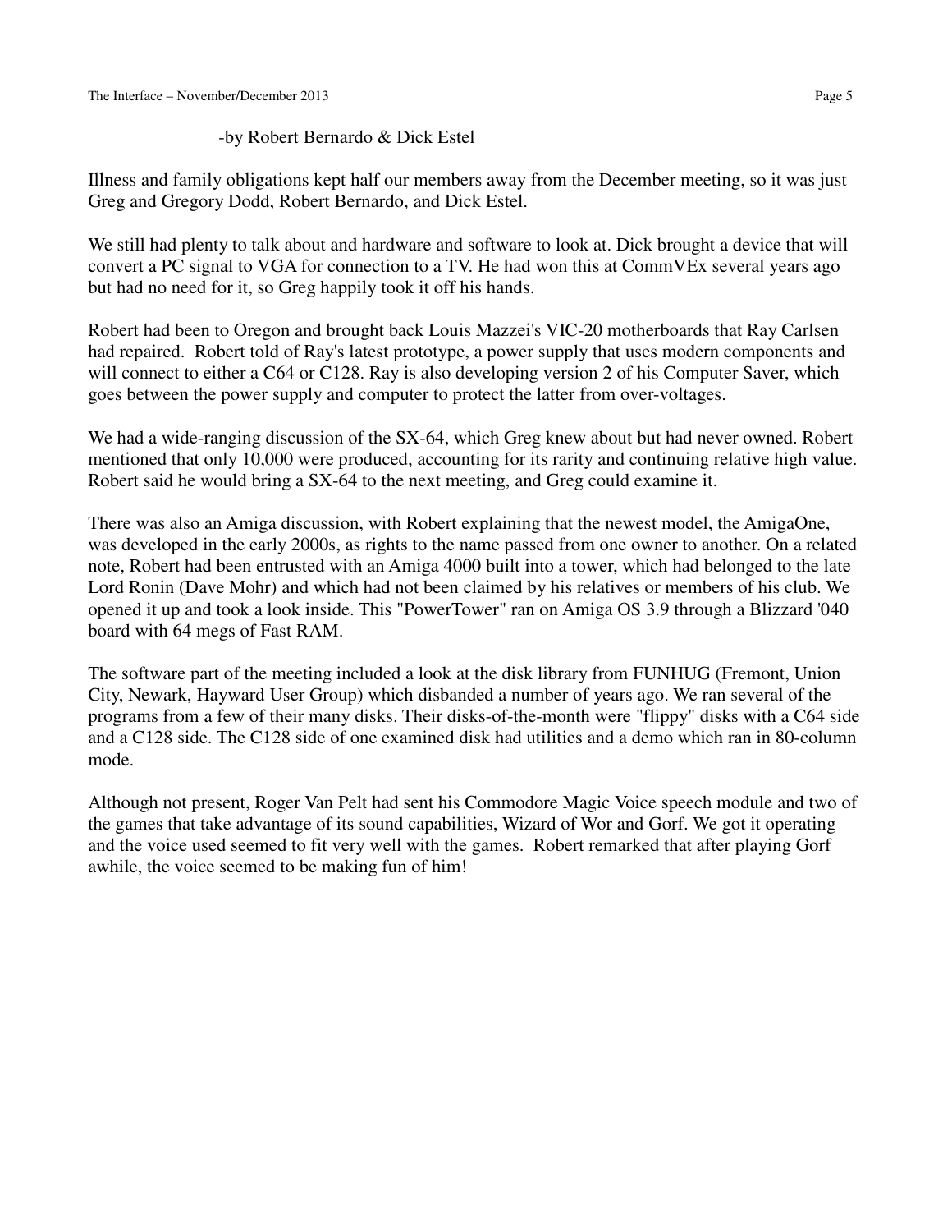-by Robert Bernardo & Dick Estel

Illness and family obligations kept half our members away from the December meeting, so it was just Greg and Gregory Dodd, Robert Bernardo, and Dick Estel.

We still had plenty to talk about and hardware and software to look at. Dick brought a device that will convert a PC signal to VGA for connection to a TV. He had won this at CommVEx several years ago but had no need for it, so Greg happily took it off his hands.

Robert had been to Oregon and brought back Louis Mazzei's VIC-20 motherboards that Ray Carlsen had repaired. Robert told of Ray's latest prototype, a power supply that uses modern components and will connect to either a C64 or C128. Ray is also developing version 2 of his Computer Saver, which goes between the power supply and computer to protect the latter from over-voltages.

We had a wide-ranging discussion of the SX-64, which Greg knew about but had never owned. Robert mentioned that only 10,000 were produced, accounting for its rarity and continuing relative high value. Robert said he would bring a SX-64 to the next meeting, and Greg could examine it.

There was also an Amiga discussion, with Robert explaining that the newest model, the AmigaOne, was developed in the early 2000s, as rights to the name passed from one owner to another. On a related note, Robert had been entrusted with an Amiga 4000 built into a tower, which had belonged to the late Lord Ronin (Dave Mohr) and which had not been claimed by his relatives or members of his club. We opened it up and took a look inside. This "PowerTower" ran on Amiga OS 3.9 through a Blizzard '040 board with 64 megs of Fast RAM.

The software part of the meeting included a look at the disk library from FUNHUG (Fremont, Union City, Newark, Hayward User Group) which disbanded a number of years ago. We ran several of the programs from a few of their many disks. Their disks-of-the-month were "flippy" disks with a C64 side and a C128 side. The C128 side of one examined disk had utilities and a demo which ran in 80-column mode.

Although not present, Roger Van Pelt had sent his Commodore Magic Voice speech module and two of the games that take advantage of its sound capabilities, Wizard of Wor and Gorf. We got it operating and the voice used seemed to fit very well with the games. Robert remarked that after playing Gorf awhile, the voice seemed to be making fun of him!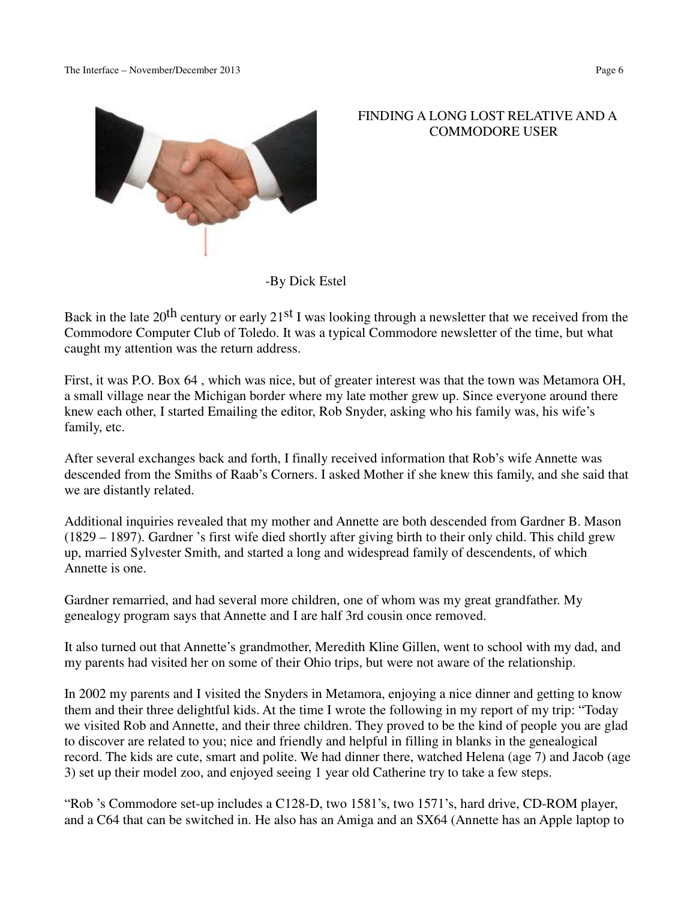# FINDING A LONG LOST RELATIVE AND A COMMODORE USER

-By Dick Estel

Back in the late 20th century or early 21st I was looking through a newsletter that we received from the Commodore Computer Club of Toledo. It was a typical Commodore newsletter of the time, but what caught my attention was the return address.

First, it was P.O. Box 64 , which was nice, but of greater interest was that the town was Metamora OH, a small village near the Michigan border where my late mother grew up. Since everyone around there knew each other, I started Emailing the editor, Rob Snyder, asking who his family was, his wife's family, etc.

After several exchanges back and forth, I finally received information that Rob's wife Annette was descended from the Smiths of Raab's Corners. I asked Mother if she knew this family, and she said that we are distantly related.

Additional inquiries revealed that my mother and Annette are both descended from Gardner B. Mason (1829 – 1897). Gardner 's first wife died shortly after giving birth to their only child. This child grew up, married Sylvester Smith, and started a long and widespread family of descendents, of which Annette is one.

Gardner remarried, and had several more children, one of whom was my great grandfather. My genealogy program says that Annette and I are half 3rd cousin once removed.

It also turned out that Annette's grandmother, Meredith Kline Gillen, went to school with my dad, and my parents had visited her on some of their Ohio trips, but were not aware of the relationship.

In 2002 my parents and I visited the Snyders in Metamora, enjoying a nice dinner and getting to know them and their three delightful kids. At the time I wrote the following in my report of my trip: "Today we visited Rob and Annette, and their three children. They proved to be the kind of people you are glad to discover are related to you; nice and friendly and helpful in filling in blanks in the genealogical record. The kids are cute, smart and polite. We had dinner there, watched Helena (age 7) and Jacob (age 3) set up their model zoo, and enjoyed seeing 1 year old Catherine try to take a few steps.

"Rob 's Commodore set-up includes a C128-D, two 1581's, two 1571's, hard drive, CD-ROM player, and a C64 that can be switched in. He also has an Amiga and an SX64 (Annette has an Apple laptop to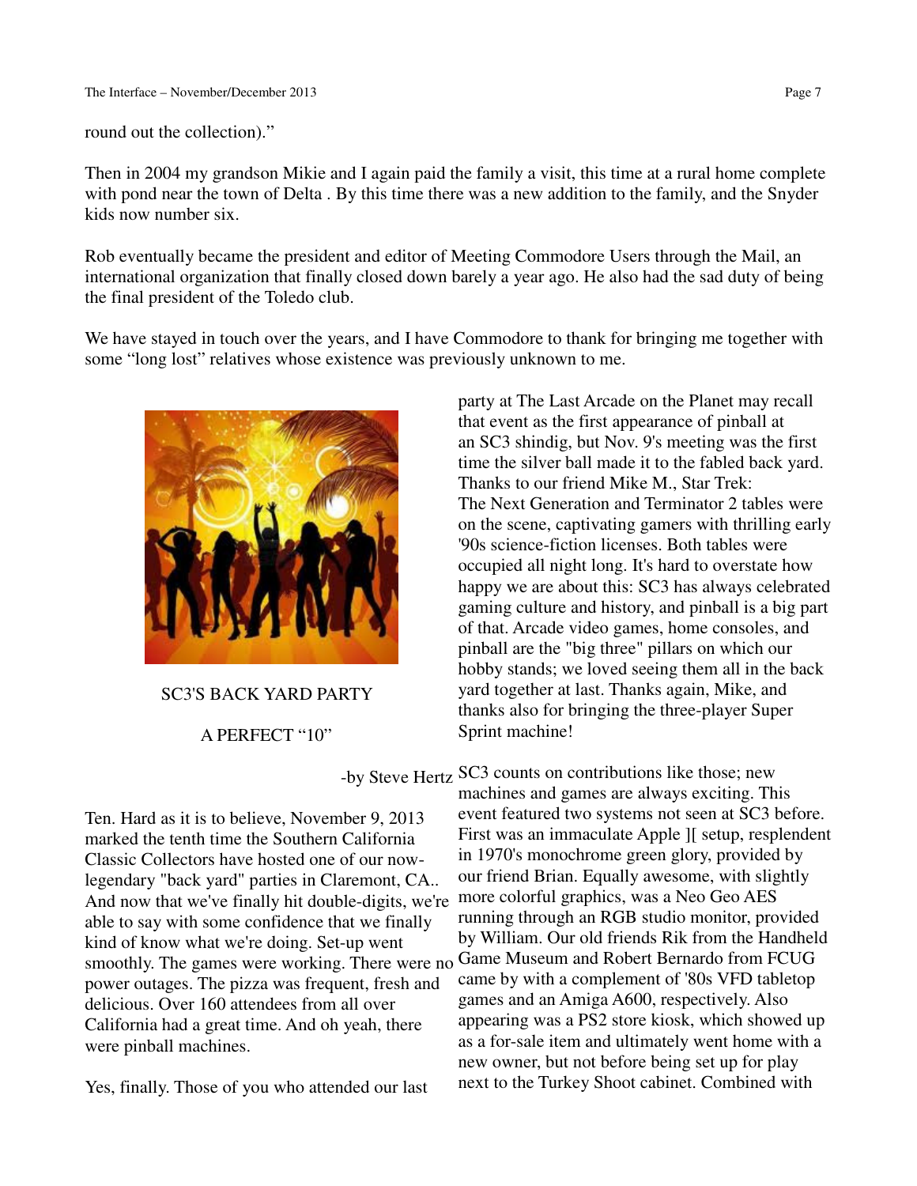round out the collection)."

Then in 2004 my grandson Mikie and I again paid the family a visit, this time at a rural home complete with pond near the town of Delta . By this time there was a new addition to the family, and the Snyder kids now number six.

Rob eventually became the president and editor of Meeting Commodore Users through the Mail, an international organization that finally closed down barely a year ago. He also had the sad duty of being the final president of the Toledo club.

We have stayed in touch over the years, and I have Commodore to thank for bringing me together with some "long lost" relatives whose existence was previously unknown to me.

## SC3'S BACK YARD PARTY A PERFECT "10"

-by Steve Hertz

Ten. Hard as it is to believe, November 9, 2013 marked the tenth time the Southern California Classic Collectors have hosted one of our now-legendary "back yard" parties in Claremont, CA.. And now that we've finally hit double-digits, we're able to say with some confidence that we finally kind of know what we're doing. Set-up went smoothly. The games were working. There were no power outages. The pizza was frequent, fresh and delicious. Over 160 attendees from all over California had a great time. And oh yeah, there were pinball machines.

Yes, finally. Those of you who attended our last party at The Last Arcade on the Planet may recall that event as the first appearance of pinball at an SC3 shindig, but Nov. 9's meeting was the first time the silver ball made it to the fabled back yard. Thanks to our friend Mike M., Star Trek: The Next Generation and Terminator 2 tables were on the scene, captivating gamers with thrilling early '90s science-fiction licenses. Both tables were occupied all night long. It's hard to overstate how happy we are about this: SC3 has always celebrated gaming culture and history, and pinball is a big part of that. Arcade video games, home consoles, and pinball are the "big three" pillars on which our hobby stands; we loved seeing them all in the back yard together at last. Thanks again, Mike, and thanks also for bringing the three-player Super Sprint machine!

SC3 counts on contributions like those; new machines and games are always exciting. This event featured two systems not seen at SC3 before. First was an immaculate Apple ][ setup, resplendent in 1970's monochrome green glory, provided by our friend Brian. Equally awesome, with slightly more colorful graphics, was a Neo Geo AES running through an RGB studio monitor, provided by William. Our old friends Rik from the Handheld Game Museum and Robert Bernardo from FCUG came by with a complement of '80s VFD tabletop games and an Amiga A600, respectively. Also appearing was a PS2 store kiosk, which showed up as a for-sale item and ultimately went home with a new owner, but not before being set up for play next to the Turkey Shoot cabinet. Combined with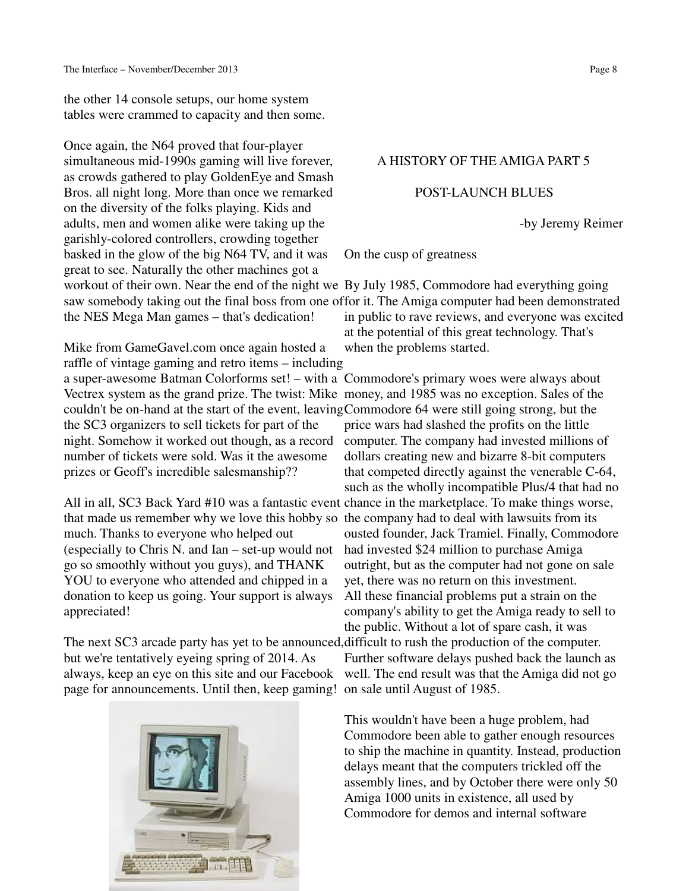the other 14 console setups, our home system tables were crammed to capacity and then some.

Once again, the N64 proved that four-player simultaneous mid-1990s gaming will live forever, as crowds gathered to play GoldenEye and Smash Bros. all night long. More than once we remarked on the diversity of the folks playing. Kids and adults, men and women alike were taking up the garishly-colored controllers, crowding together basked in the glow of the big N64 TV, and it was great to see. Naturally the other machines got a workout of their own. Near the end of the night we saw somebody taking out the final boss from one of the NES Mega Man games – that's dedication!

Mike from GameGavel.com once again hosted a raffle of vintage gaming and retro items – including a super-awesome Batman Colorforms set! – with a Vectrex system as the grand prize. The twist: Mike couldn't be on-hand at the start of the event, leaving the SC3 organizers to sell tickets for part of the night. Somehow it worked out though, as a record number of tickets were sold. Was it the awesome prizes or Geoff's incredible salesmanship??

All in all, SC3 Back Yard #10 was a fantastic event that made us remember why we love this hobby so much. Thanks to everyone who helped out (especially to Chris N. and Ian – set-up would not go so smoothly without you guys), and THANK YOU to everyone who attended and chipped in a donation to keep us going. Your support is always appreciated!

The next SC3 arcade party has yet to be announced, but we're tentatively eyeing spring of 2014. As always, keep an eye on this site and our Facebook page for announcements. Until then, keep gaming!

## A HISTORY OF THE AMIGA PART 5

## POST-LAUNCH BLUES

-by Jeremy Reimer

### On the cusp of greatness

By July 1985, Commodore had everything going for it. The Amiga computer had been demonstrated in public to rave reviews, and everyone was excited at the potential of this great technology. That's when the problems started.

Commodore's primary woes were always about money, and 1985 was no exception. Sales of the Commodore 64 were still going strong, but the price wars had slashed the profits on the little computer. The company had invested millions of dollars creating new and bizarre 8-bit computers that competed directly against the venerable C-64, such as the wholly incompatible Plus/4 that had no chance in the marketplace. To make things worse, the company had to deal with lawsuits from its ousted founder, Jack Tramiel. Finally, Commodore had invested $24 million to purchase Amiga outright, but as the computer had not gone on sale yet, there was no return on this investment.
All these financial problems put a strain on the company's ability to get the Amiga ready to sell to the public. Without a lot of spare cash, it was difficult to rush the production of the computer. Further software delays pushed back the launch as well. The end result was that the Amiga did not go on sale until August of 1985.

This wouldn't have been a huge problem, had Commodore been able to gather enough resources to ship the machine in quantity. Instead, production delays meant that the computers trickled off the assembly lines, and by October there were only 50 Amiga 1000 units in existence, all used by Commodore for demos and internal software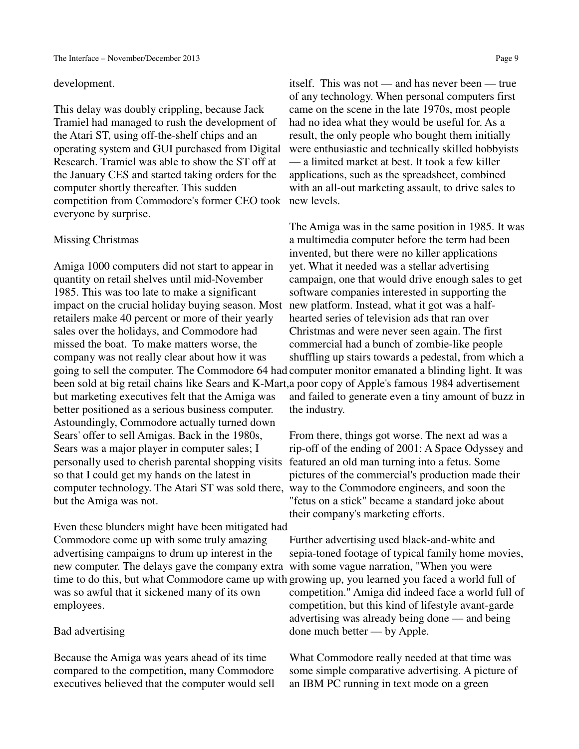development.

This delay was doubly crippling, because Jack Tramiel had managed to rush the development of the Atari ST, using off-the-shelf chips and an operating system and GUI purchased from Digital Research. Tramiel was able to show the ST off at the January CES and started taking orders for the computer shortly thereafter. This sudden competition from Commodore's former CEO took everyone by surprise.

## Missing Christmas

Amiga 1000 computers did not start to appear in quantity on retail shelves until mid-November 1985. This was too late to make a significant impact on the crucial holiday buying season. Most retailers make 40 percent or more of their yearly sales over the holidays, and Commodore had missed the boat. To make matters worse, the company was not really clear about how it was going to sell the computer. The Commodore 64 had been sold at big retail chains like Sears and K-Mart, but marketing executives felt that the Amiga was better positioned as a serious business computer. Astoundingly, Commodore actually turned down Sears' offer to sell Amigas. Back in the 1980s, Sears was a major player in computer sales; I personally used to cherish parental shopping visits so that I could get my hands on the latest in computer technology. The Atari ST was sold there, but the Amiga was not.

Even these blunders might have been mitigated had Commodore come up with some truly amazing advertising campaigns to drum up interest in the new computer. The delays gave the company extra time to do this, but what Commodore came up with was so awful that it sickened many of its own employees.

## Bad advertising

Because the Amiga was years ahead of its time compared to the competition, many Commodore executives believed that the computer would sell itself. This was not — and has never been — true of any technology. When personal computers first came on the scene in the late 1970s, most people had no idea what they would be useful for. As a result, the only people who bought them initially were enthusiastic and technically skilled hobbyists — a limited market at best. It took a few killer applications, such as the spreadsheet, combined with an all-out marketing assault, to drive sales to new levels.

The Amiga was in the same position in 1985. It was a multimedia computer before the term had been invented, but there were no killer applications yet. What it needed was a stellar advertising campaign, one that would drive enough sales to get software companies interested in supporting the new platform. Instead, what it got was a half-hearted series of television ads that ran over Christmas and were never seen again. The first commercial had a bunch of zombie-like people shuffling up stairs towards a pedestal, from which a computer monitor emanated a blinding light. It was a poor copy of Apple's famous 1984 advertisement and failed to generate even a tiny amount of buzz in the industry.

From there, things got worse. The next ad was a rip-off of the ending of 2001: A Space Odyssey and featured an old man turning into a fetus. Some pictures of the commercial's production made their way to the Commodore engineers, and soon the "fetus on a stick" became a standard joke about their company's marketing efforts.

Further advertising used black-and-white and sepia-toned footage of typical family home movies, with some vague narration, "When you were growing up, you learned you faced a world full of competition." Amiga did indeed face a world full of competition, but this kind of lifestyle avant-garde advertising was already being done — and being done much better — by Apple.

What Commodore really needed at that time was some simple comparative advertising. A picture of an IBM PC running in text mode on a green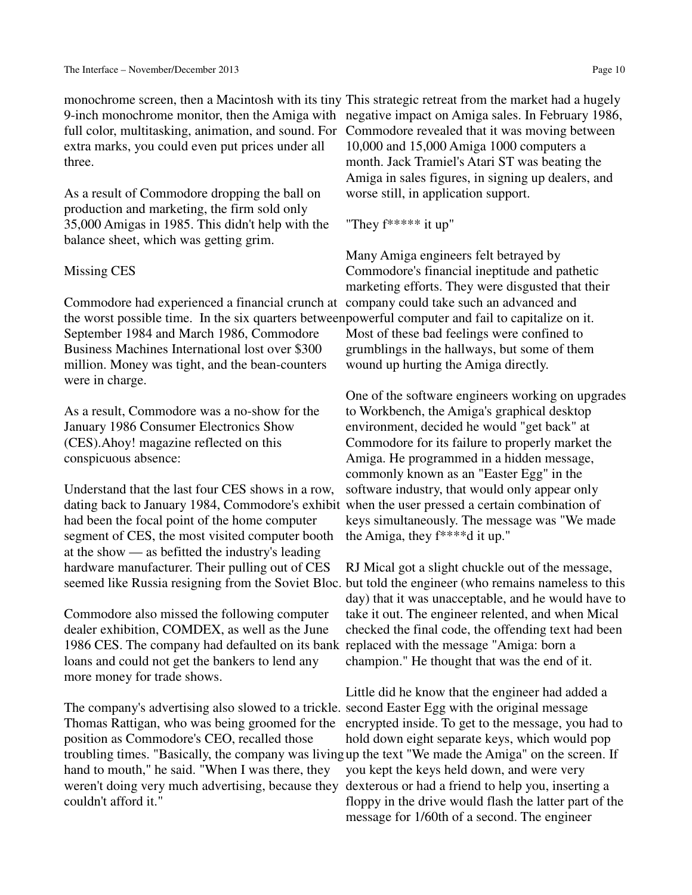monochrome screen, then a Macintosh with its tiny 9-inch monochrome monitor, then the Amiga with full color, multitasking, animation, and sound. For extra marks, you could even put prices under all three.

As a result of Commodore dropping the ball on production and marketing, the firm sold only 35,000 Amigas in 1985. This didn't help with the balance sheet, which was getting grim.

## Missing CES

Commodore had experienced a financial crunch at the worst possible time. In the six quarters between September 1984 and March 1986, Commodore Business Machines International lost over $300 million. Money was tight, and the bean-counters were in charge.

As a result, Commodore was a no-show for the January 1986 Consumer Electronics Show (CES).Ahoy! magazine reflected on this conspicuous absence:

Understand that the last four CES shows in a row, dating back to January 1984, Commodore's exhibit had been the focal point of the home computer segment of CES, the most visited computer booth at the show — as befitted the industry's leading hardware manufacturer. Their pulling out of CES seemed like Russia resigning from the Soviet Bloc.

Commodore also missed the following computer dealer exhibition, COMDEX, as well as the June 1986 CES. The company had defaulted on its bank loans and could not get the bankers to lend any more money for trade shows.

The company's advertising also slowed to a trickle. Thomas Rattigan, who was being groomed for the position as Commodore's CEO, recalled those troubling times. "Basically, the company was living hand to mouth," he said. "When I was there, they weren't doing very much advertising, because they couldn't afford it."

This strategic retreat from the market had a hugely negative impact on Amiga sales. In February 1986, Commodore revealed that it was moving between 10,000 and 15,000 Amiga 1000 computers a month. Jack Tramiel's Atari ST was beating the Amiga in sales figures, in signing up dealers, and worse still, in application support.

## "They f***** it up"

Many Amiga engineers felt betrayed by Commodore's financial ineptitude and pathetic marketing efforts. They were disgusted that their company could take such an advanced and powerful computer and fail to capitalize on it. Most of these bad feelings were confined to grumblings in the hallways, but some of them wound up hurting the Amiga directly.

One of the software engineers working on upgrades to Workbench, the Amiga's graphical desktop environment, decided he would "get back" at Commodore for its failure to properly market the Amiga. He programmed in a hidden message, commonly known as an "Easter Egg" in the software industry, that would only appear only when the user pressed a certain combination of keys simultaneously. The message was "We made the Amiga, they f****d it up."

RJ Mical got a slight chuckle out of the message, but told the engineer (who remains nameless to this day) that it was unacceptable, and he would have to take it out. The engineer relented, and when Mical checked the final code, the offending text had been replaced with the message "Amiga: born a champion." He thought that was the end of it.

Little did he know that the engineer had added a second Easter Egg with the original message encrypted inside. To get to the message, you had to hold down eight separate keys, which would pop up the text "We made the Amiga" on the screen. If you kept the keys held down, and were very dexterous or had a friend to help you, inserting a floppy in the drive would flash the latter part of the message for 1/60th of a second. The engineer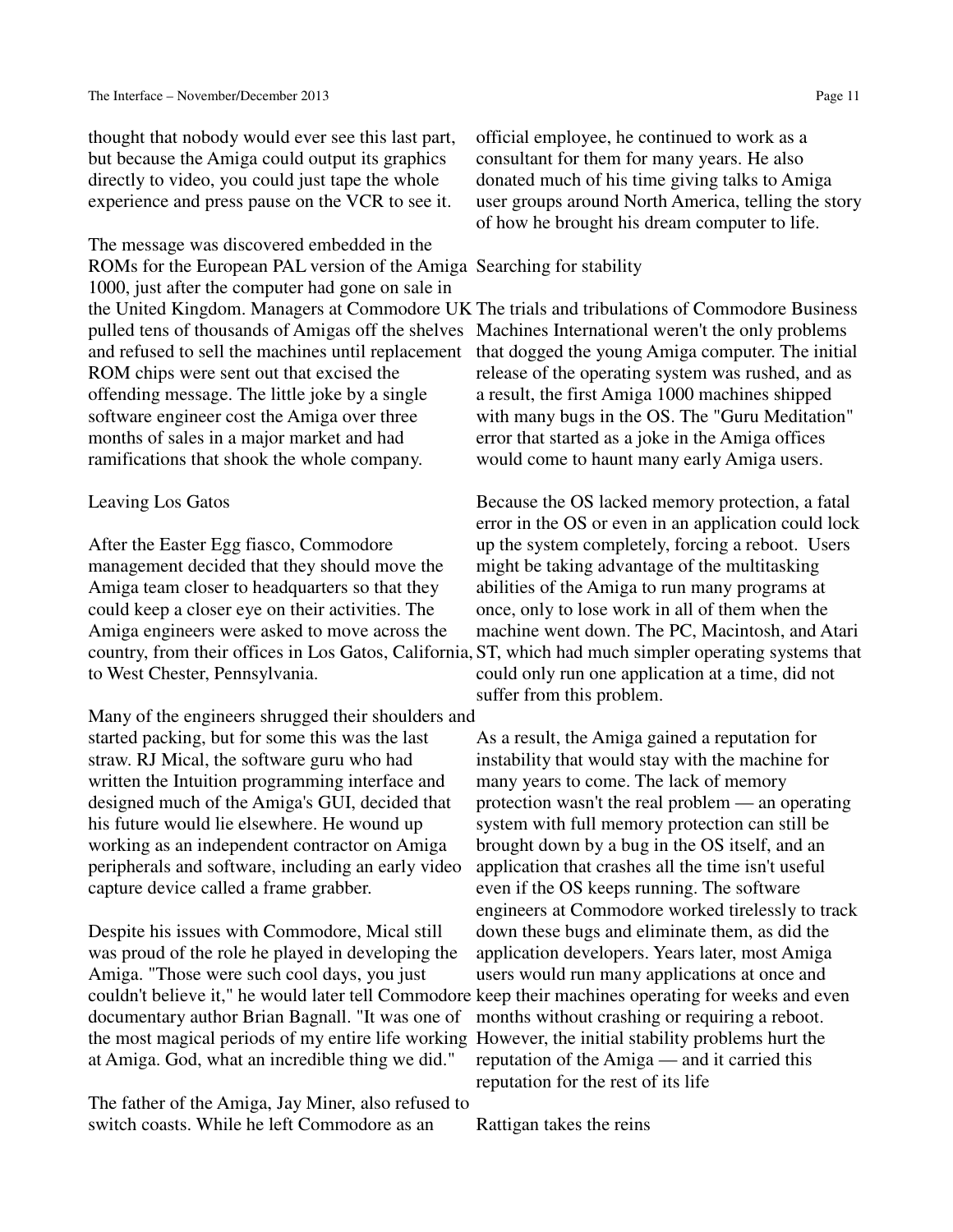thought that nobody would ever see this last part, but because the Amiga could output its graphics directly to video, you could just tape the whole experience and press pause on the VCR to see it.

The message was discovered embedded in the ROMs for the European PAL version of the Amiga 1000, just after the computer had gone on sale in the United Kingdom. Managers at Commodore UK pulled tens of thousands of Amigas off the shelves and refused to sell the machines until replacement ROM chips were sent out that excised the offending message. The little joke by a single software engineer cost the Amiga over three months of sales in a major market and had ramifications that shook the whole company.

## Leaving Los Gatos

After the Easter Egg fiasco, Commodore management decided that they should move the Amiga team closer to headquarters so that they could keep a closer eye on their activities. The Amiga engineers were asked to move across the country, from their offices in Los Gatos, California, to West Chester, Pennsylvania.

Many of the engineers shrugged their shoulders and started packing, but for some this was the last straw. RJ Mical, the software guru who had written the Intuition programming interface and designed much of the Amiga's GUI, decided that his future would lie elsewhere. He wound up working as an independent contractor on Amiga peripherals and software, including an early video capture device called a frame grabber.

Despite his issues with Commodore, Mical still was proud of the role he played in developing the Amiga. "Those were such cool days, you just couldn't believe it," he would later tell Commodore documentary author Brian Bagnall. "It was one of the most magical periods of my entire life working at Amiga. God, what an incredible thing we did."

The father of the Amiga, Jay Miner, also refused to switch coasts. While he left Commodore as an official employee, he continued to work as a consultant for them for many years. He also donated much of his time giving talks to Amiga user groups around North America, telling the story of how he brought his dream computer to life.

## Searching for stability

The trials and tribulations of Commodore Business Machines International weren't the only problems that dogged the young Amiga computer. The initial release of the operating system was rushed, and as a result, the first Amiga 1000 machines shipped with many bugs in the OS. The "Guru Meditation" error that started as a joke in the Amiga offices would come to haunt many early Amiga users.

Because the OS lacked memory protection, a fatal error in the OS or even in an application could lock up the system completely, forcing a reboot. Users might be taking advantage of the multitasking abilities of the Amiga to run many programs at once, only to lose work in all of them when the machine went down. The PC, Macintosh, and Atari ST, which had much simpler operating systems that could only run one application at a time, did not suffer from this problem.

As a result, the Amiga gained a reputation for instability that would stay with the machine for many years to come. The lack of memory protection wasn't the real problem — an operating system with full memory protection can still be brought down by a bug in the OS itself, and an application that crashes all the time isn't useful even if the OS keeps running. The software engineers at Commodore worked tirelessly to track down these bugs and eliminate them, as did the application developers. Years later, most Amiga users would run many applications at once and keep their machines operating for weeks and even months without crashing or requiring a reboot. However, the initial stability problems hurt the reputation of the Amiga — and it carried this reputation for the rest of its life

## Rattigan takes the reins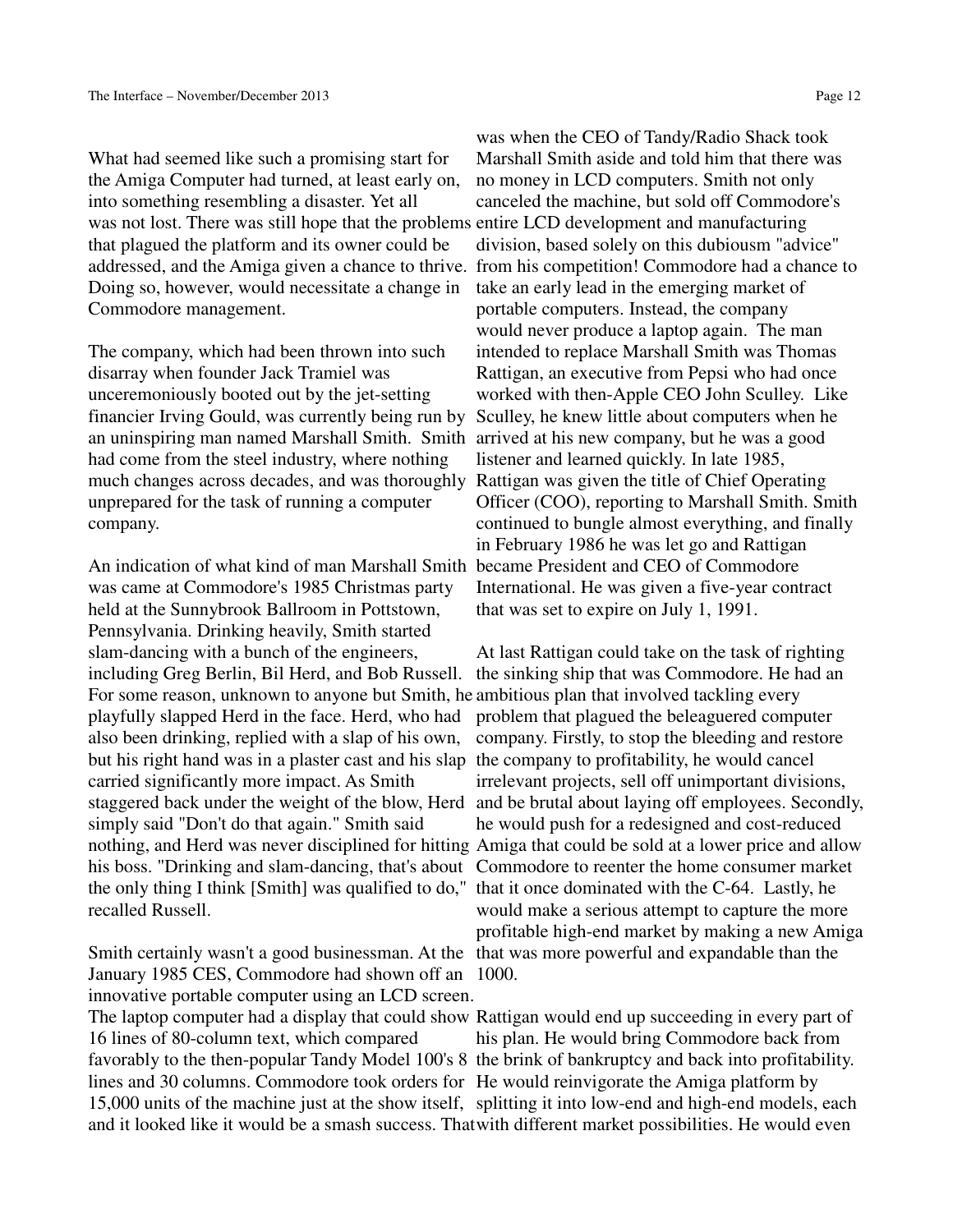What had seemed like such a promising start for the Amiga Computer had turned, at least early on, into something resembling a disaster. Yet all was not lost. There was still hope that the problems that plagued the platform and its owner could be addressed, and the Amiga given a chance to thrive. Doing so, however, would necessitate a change in Commodore management.

The company, which had been thrown into such disarray when founder Jack Tramiel was unceremoniously booted out by the jet-setting financier Irving Gould, was currently being run by an uninspiring man named Marshall Smith. Smith had come from the steel industry, where nothing much changes across decades, and was thoroughly unprepared for the task of running a computer company.

An indication of what kind of man Marshall Smith was came at Commodore's 1985 Christmas party held at the Sunnybrook Ballroom in Pottstown, Pennsylvania. Drinking heavily, Smith started slam-dancing with a bunch of the engineers, including Greg Berlin, Bil Herd, and Bob Russell. For some reason, unknown to anyone but Smith, he playfully slapped Herd in the face. Herd, who had also been drinking, replied with a slap of his own, but his right hand was in a plaster cast and his slap carried significantly more impact. As Smith staggered back under the weight of the blow, Herd simply said "Don't do that again." Smith said nothing, and Herd was never disciplined for hitting his boss. "Drinking and slam-dancing, that's about the only thing I think [Smith] was qualified to do," recalled Russell.

Smith certainly wasn't a good businessman. At the January 1985 CES, Commodore had shown off an innovative portable computer using an LCD screen. The laptop computer had a display that could show 16 lines of 80-column text, which compared favorably to the then-popular Tandy Model 100's 8 lines and 30 columns. Commodore took orders for 15,000 units of the machine just at the show itself, and it looked like it would be a smash success. That was when the CEO of Tandy/Radio Shack took Marshall Smith aside and told him that there was no money in LCD computers. Smith not only canceled the machine, but sold off Commodore's entire LCD development and manufacturing division, based solely on this dubiousm "advice" from his competition! Commodore had a chance to take an early lead in the emerging market of portable computers. Instead, the company would never produce a laptop again. The man intended to replace Marshall Smith was Thomas Rattigan, an executive from Pepsi who had once worked with then-Apple CEO John Sculley. Like Sculley, he knew little about computers when he arrived at his new company, but he was a good listener and learned quickly. In late 1985, Rattigan was given the title of Chief Operating Officer (COO), reporting to Marshall Smith. Smith continued to bungle almost everything, and finally in February 1986 he was let go and Rattigan became President and CEO of Commodore International. He was given a five-year contract that was set to expire on July 1, 1991.

At last Rattigan could take on the task of righting the sinking ship that was Commodore. He had an ambitious plan that involved tackling every problem that plagued the beleaguered computer company. Firstly, to stop the bleeding and restore the company to profitability, he would cancel irrelevant projects, sell off unimportant divisions, and be brutal about laying off employees. Secondly, he would push for a redesigned and cost-reduced Amiga that could be sold at a lower price and allow Commodore to reenter the home consumer market that it once dominated with the C-64. Lastly, he would make a serious attempt to capture the more profitable high-end market by making a new Amiga that was more powerful and expandable than the 1000.

Rattigan would end up succeeding in every part of his plan. He would bring Commodore back from the brink of bankruptcy and back into profitability. He would reinvigorate the Amiga platform by splitting it into low-end and high-end models, each with different market possibilities. He would even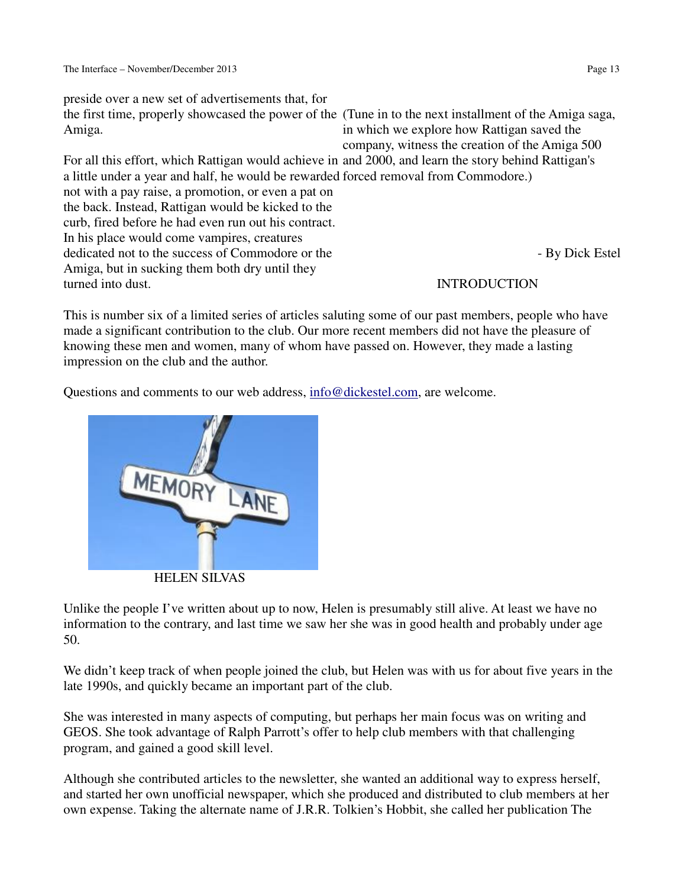preside over a new set of advertisements that, for the first time, properly showcased the power of the Amiga.

For all this effort, which Rattigan would achieve in a little under a year and half, he would be rewarded not with a pay raise, a promotion, or even a pat on the back. Instead, Rattigan would be kicked to the curb, fired before he had even run out his contract. In his place would come vampires, creatures dedicated not to the success of Commodore or the Amiga, but in sucking them both dry until they turned into dust.

(Tune in to the next installment of the Amiga saga, in which we explore how Rattigan saved the company, witness the creation of the Amiga 500 and 2000, and learn the story behind Rattigan's forced removal from Commodore.)

- By Dick Estel

INTRODUCTION

This is number six of a limited series of articles saluting some of our past members, people who have made a significant contribution to the club. Our more recent members did not have the pleasure of knowing these men and women, many of whom have passed on. However, they made a lasting impression on the club and the author.

Questions and comments to our web address, info@dickestel.com, are welcome.

HELEN SILVAS

Unlike the people I've written about up to now, Helen is presumably still alive. At least we have no information to the contrary, and last time we saw her she was in good health and probably under age 50.

We didn't keep track of when people joined the club, but Helen was with us for about five years in the late 1990s, and quickly became an important part of the club.

She was interested in many aspects of computing, but perhaps her main focus was on writing and GEOS. She took advantage of Ralph Parrott's offer to help club members with that challenging program, and gained a good skill level.

Although she contributed articles to the newsletter, she wanted an additional way to express herself, and started her own unofficial newspaper, which she produced and distributed to club members at her own expense. Taking the alternate name of J.R.R. Tolkien's Hobbit, she called her publication The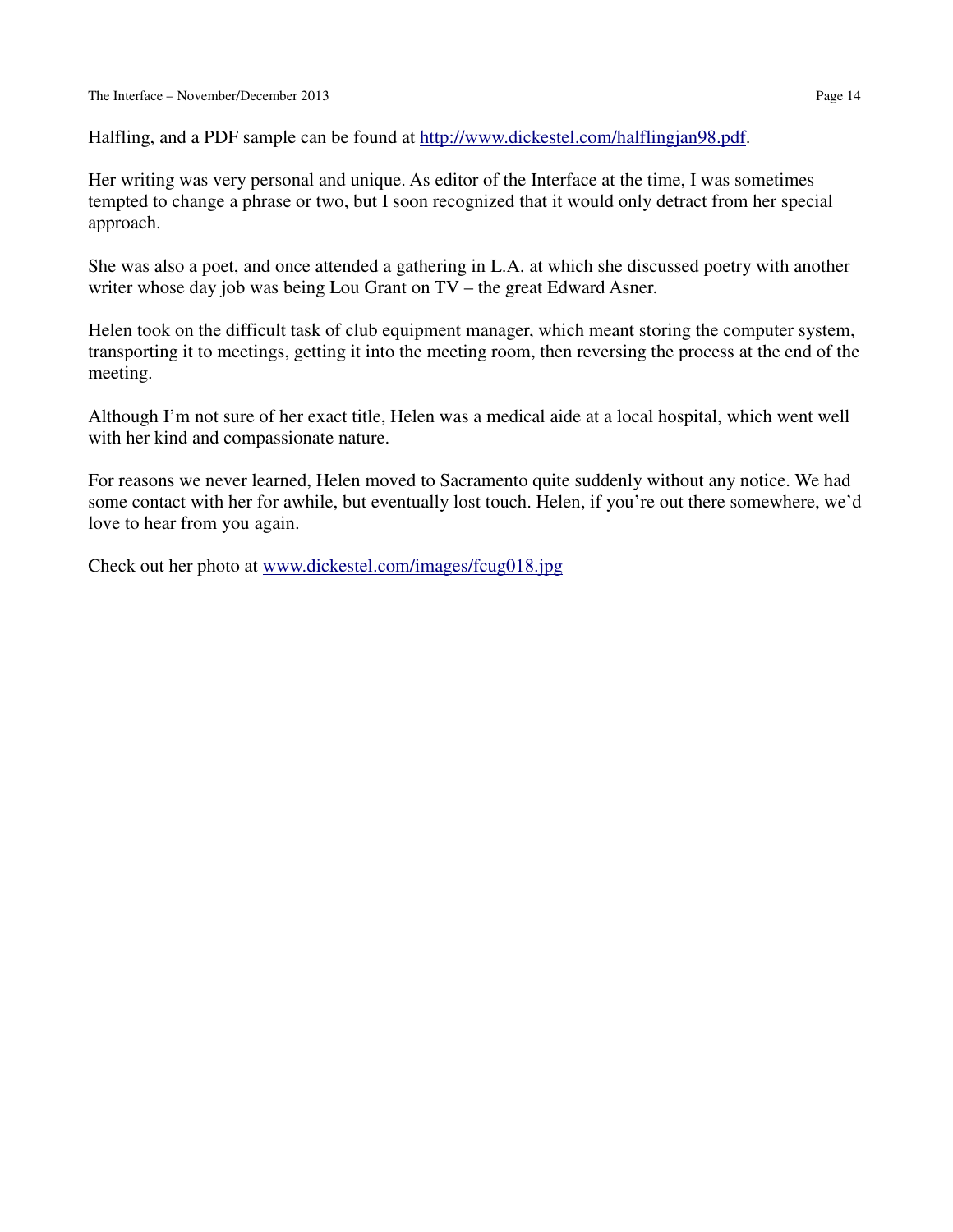Halfling, and a PDF sample can be found at http://www.dickestel.com/halflingjan98.pdf.

Her writing was very personal and unique. As editor of the Interface at the time, I was sometimes tempted to change a phrase or two, but I soon recognized that it would only detract from her special approach.

She was also a poet, and once attended a gathering in L.A. at which she discussed poetry with another writer whose day job was being Lou Grant on TV – the great Edward Asner.

Helen took on the difficult task of club equipment manager, which meant storing the computer system, transporting it to meetings, getting it into the meeting room, then reversing the process at the end of the meeting.

Although I'm not sure of her exact title, Helen was a medical aide at a local hospital, which went well with her kind and compassionate nature.

For reasons we never learned, Helen moved to Sacramento quite suddenly without any notice. We had some contact with her for awhile, but eventually lost touch. Helen, if you're out there somewhere, we'd love to hear from you again.

Check out her photo at www.dickestel.com/images/fcug018.jpg